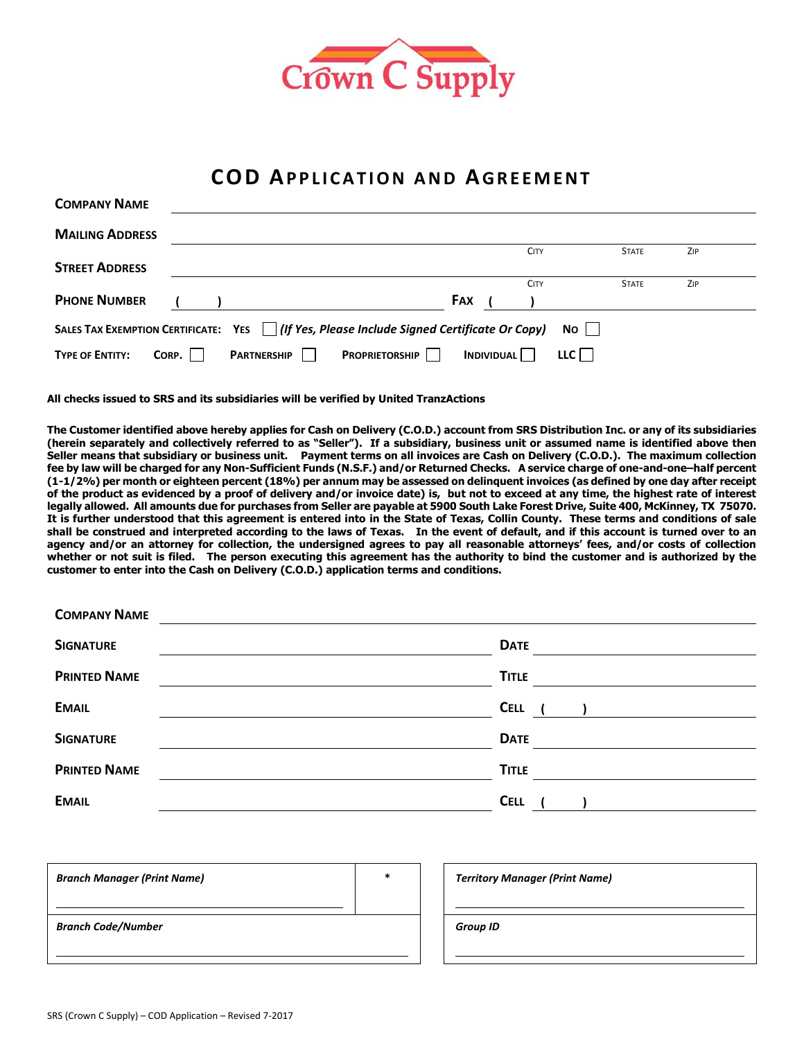Crown C Supply

# COD APPLICATION AND AGREEMENT

**COMPANY NAME** \_\_\_\_\_\_\_\_\_\_\_\_\_\_\_\_\_\_\_\_\_\_\_\_\_\_\_\_\_\_\_\_\_\_\_\_\_\_\_\_

**MAILING ADDRESS** \_\_\_\_\_\_\_\_\_\_\_\_\_\_\_\_\_\_\_\_\_\_\_\_\_\_\_\_\_\_\_\_\_\_\_\_\_\_\_\_

CITY STATE ZIP

**STREET ADDRESS** \_\_\_\_\_\_\_\_\_\_\_\_\_\_\_\_\_\_\_\_\_\_\_\_\_\_\_\_\_\_\_\_\_\_\_\_\_\_\_\_

CITY STATE ZIP

**PHONE NUMBER** ( ) \_\_\_\_\_\_\_\_\_\_\_\_\_\_ **FAX** ( ) \_\_\_\_\_\_\_\_\_\_\_\_\_\_

**SALES TAX EXEMPTION CERTIFICATE:** **YES** ☐ ***(If Yes, Please Include Signed Certificate Or Copy)*** **NO** ☐

**TYPE OF ENTITY:** **CORP.** ☐ **PARTNERSHIP** ☐ **PROPRIETORSHIP** ☐ **INDIVIDUAL** ☐ **LLC** ☐

**All checks issued to SRS and its subsidiaries will be verified by United TranzActions**

**The Customer identified above hereby applies for Cash on Delivery (C.O.D.) account from SRS Distribution Inc. or any of its subsidiaries (herein separately and collectively referred to as "Seller"). If a subsidiary, business unit or assumed name is identified above then Seller means that subsidiary or business unit. Payment terms on all invoices are Cash on Delivery (C.O.D.). The maximum collection fee by law will be charged for any Non-Sufficient Funds (N.S.F.) and/or Returned Checks. A service charge of one-and-one–half percent (1-1/2%) per month or eighteen percent (18%) per annum may be assessed on delinquent invoices (as defined by one day after receipt of the product as evidenced by a proof of delivery and/or invoice date) is, but not to exceed at any time, the highest rate of interest legally allowed. All amounts due for purchases from Seller are payable at 5900 South Lake Forest Drive, Suite 400, McKinney, TX 75070. It is further understood that this agreement is entered into in the State of Texas, Collin County. These terms and conditions of sale shall be construed and interpreted according to the laws of Texas. In the event of default, and if this account is turned over to an agency and/or an attorney for collection, the undersigned agrees to pay all reasonable attorneys' fees, and/or costs of collection whether or not suit is filed. The person executing this agreement has the authority to bind the customer and is authorized by the customer to enter into the Cash on Delivery (C.O.D.) application terms and conditions.**

**COMPANY NAME** \_\_\_\_\_\_\_\_\_\_\_\_\_\_\_\_\_\_\_\_\_\_\_\_\_\_\_\_\_\_\_\_\_\_\_\_\_\_\_\_

**SIGNATURE** \_\_\_\_\_\_\_\_\_\_\_\_\_\_\_\_\_\_\_\_ **DATE** \_\_\_\_\_\_\_\_\_\_\_\_\_\_

**PRINTED NAME** \_\_\_\_\_\_\_\_\_\_\_\_\_\_\_\_\_\_\_\_ **TITLE** \_\_\_\_\_\_\_\_\_\_\_\_\_\_

**EMAIL** \_\_\_\_\_\_\_\_\_\_\_\_\_\_\_\_\_\_\_\_ **CELL** ( ) \_\_\_\_\_\_\_\_\_\_\_\_\_\_

**SIGNATURE** \_\_\_\_\_\_\_\_\_\_\_\_\_\_\_\_\_\_\_\_ **DATE** \_\_\_\_\_\_\_\_\_\_\_\_\_\_

**PRINTED NAME** \_\_\_\_\_\_\_\_\_\_\_\_\_\_\_\_\_\_\_\_ **TITLE** \_\_\_\_\_\_\_\_\_\_\_\_\_\_

**EMAIL** \_\_\_\_\_\_\_\_\_\_\_\_\_\_\_\_\_\_\_\_ **CELL** ( ) \_\_\_\_\_\_\_\_\_\_\_\_\_\_

| ***Branch Manager (Print Name)*** | * |
|---|---|
| ***Branch Code/Number*** | |

| ***Territory Manager (Print Name)*** |
|---|
| ***Group ID*** |

SRS (Crown C Supply) – COD Application – Revised 7-2017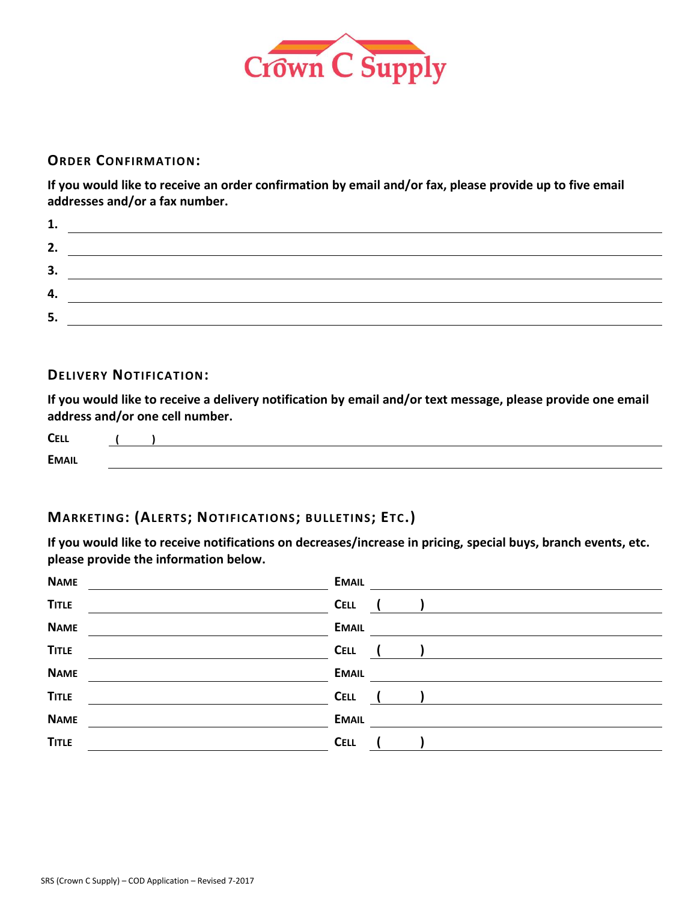Crown C Supply

## ORDER CONFIRMATION:

**If you would like to receive an order confirmation by email and/or fax, please provide up to five email addresses and/or a fax number.**

1. ______________________________
2. ______________________________
3. ______________________________
4. ______________________________
5. ______________________________

## DELIVERY NOTIFICATION:

**If you would like to receive a delivery notification by email and/or text message, please provide one email address and/or one cell number.**

CELL ( ) ______________________________

EMAIL ______________________________

## MARKETING: (ALERTS; NOTIFICATIONS; BULLETINS; ETC.)

**If you would like to receive notifications on decreases/increase in pricing, special buys, branch events, etc. please provide the information below.**

| | | | |
|---|---|---|---|
| NAME | | EMAIL | |
| TITLE | | CELL | ( ) |
| NAME | | EMAIL | |
| TITLE | | CELL | ( ) |
| NAME | | EMAIL | |
| TITLE | | CELL | ( ) |
| NAME | | EMAIL | |
| TITLE | | CELL | ( ) |

SRS (Crown C Supply) – COD Application – Revised 7-2017